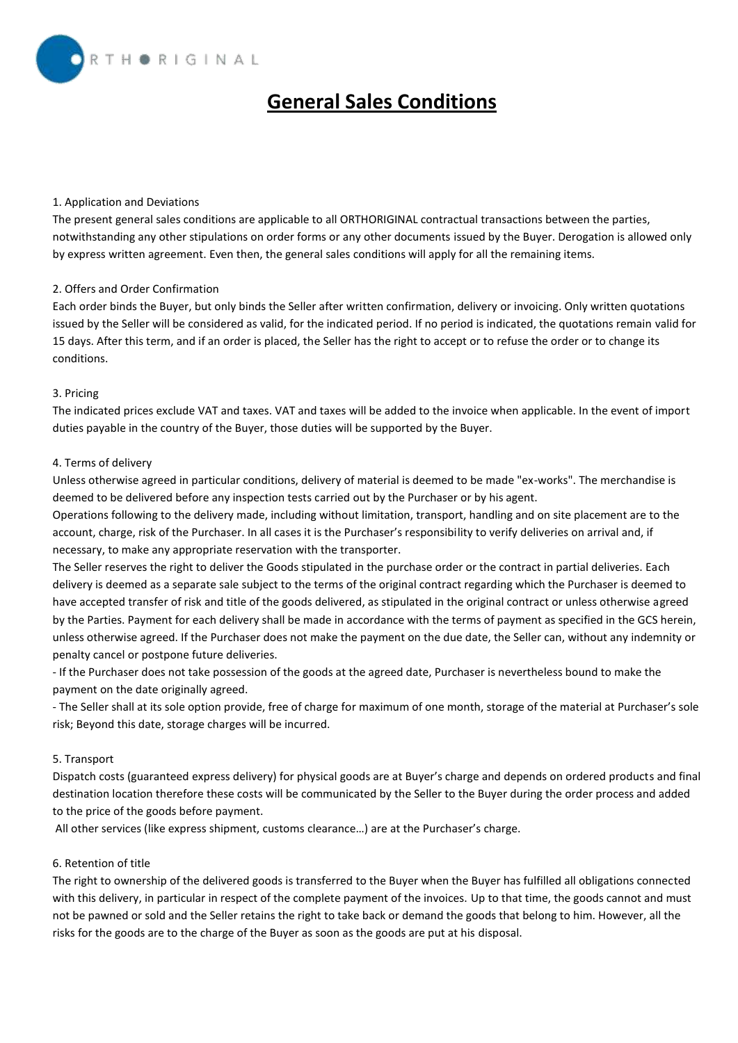# General Sales Conditions

1. Application and Deviations

The present general sales conditions are applicable to all ORTHORIGINAL contractual transactions between the parties, notwithstanding any other stipulations on order forms or any other documents issued by the Buyer. Derogation is allowed only by express written agreement. Even then, the general sales conditions will apply for all the remaining items.

2. Offers and Order Confirmation

Each order binds the Buyer, but only binds the Seller after written confirmation, delivery or invoicing. Only written quotations issued by the Seller will be considered as valid, for the indicated period. If no period is indicated, the quotations remain valid for 15 days. After this term, and if an order is placed, the Seller has the right to accept or to refuse the order or to change its conditions.

3. Pricing

The indicated prices exclude VAT and taxes. VAT and taxes will be added to the invoice when applicable. In the event of import duties payable in the country of the Buyer, those duties will be supported by the Buyer.

4. Terms of delivery

Unless otherwise agreed in particular conditions, delivery of material is deemed to be made "ex-works". The merchandise is deemed to be delivered before any inspection tests carried out by the Purchaser or by his agent.

Operations following to the delivery made, including without limitation, transport, handling and on site placement are to the account, charge, risk of the Purchaser. In all cases it is the Purchaser's responsibility to verify deliveries on arrival and, if necessary, to make any appropriate reservation with the transporter.

The Seller reserves the right to deliver the Goods stipulated in the purchase order or the contract in partial deliveries. Each delivery is deemed as a separate sale subject to the terms of the original contract regarding which the Purchaser is deemed to have accepted transfer of risk and title of the goods delivered, as stipulated in the original contract or unless otherwise agreed by the Parties. Payment for each delivery shall be made in accordance with the terms of payment as specified in the GCS herein, unless otherwise agreed. If the Purchaser does not make the payment on the due date, the Seller can, without any indemnity or penalty cancel or postpone future deliveries.

- If the Purchaser does not take possession of the goods at the agreed date, Purchaser is nevertheless bound to make the payment on the date originally agreed.
- The Seller shall at its sole option provide, free of charge for maximum of one month, storage of the material at Purchaser's sole risk; Beyond this date, storage charges will be incurred.

5. Transport

Dispatch costs (guaranteed express delivery) for physical goods are at Buyer's charge and depends on ordered products and final destination location therefore these costs will be communicated by the Seller to the Buyer during the order process and added to the price of the goods before payment.

All other services (like express shipment, customs clearance…) are at the Purchaser's charge.

6. Retention of title

The right to ownership of the delivered goods is transferred to the Buyer when the Buyer has fulfilled all obligations connected with this delivery, in particular in respect of the complete payment of the invoices. Up to that time, the goods cannot and must not be pawned or sold and the Seller retains the right to take back or demand the goods that belong to him. However, all the risks for the goods are to the charge of the Buyer as soon as the goods are put at his disposal.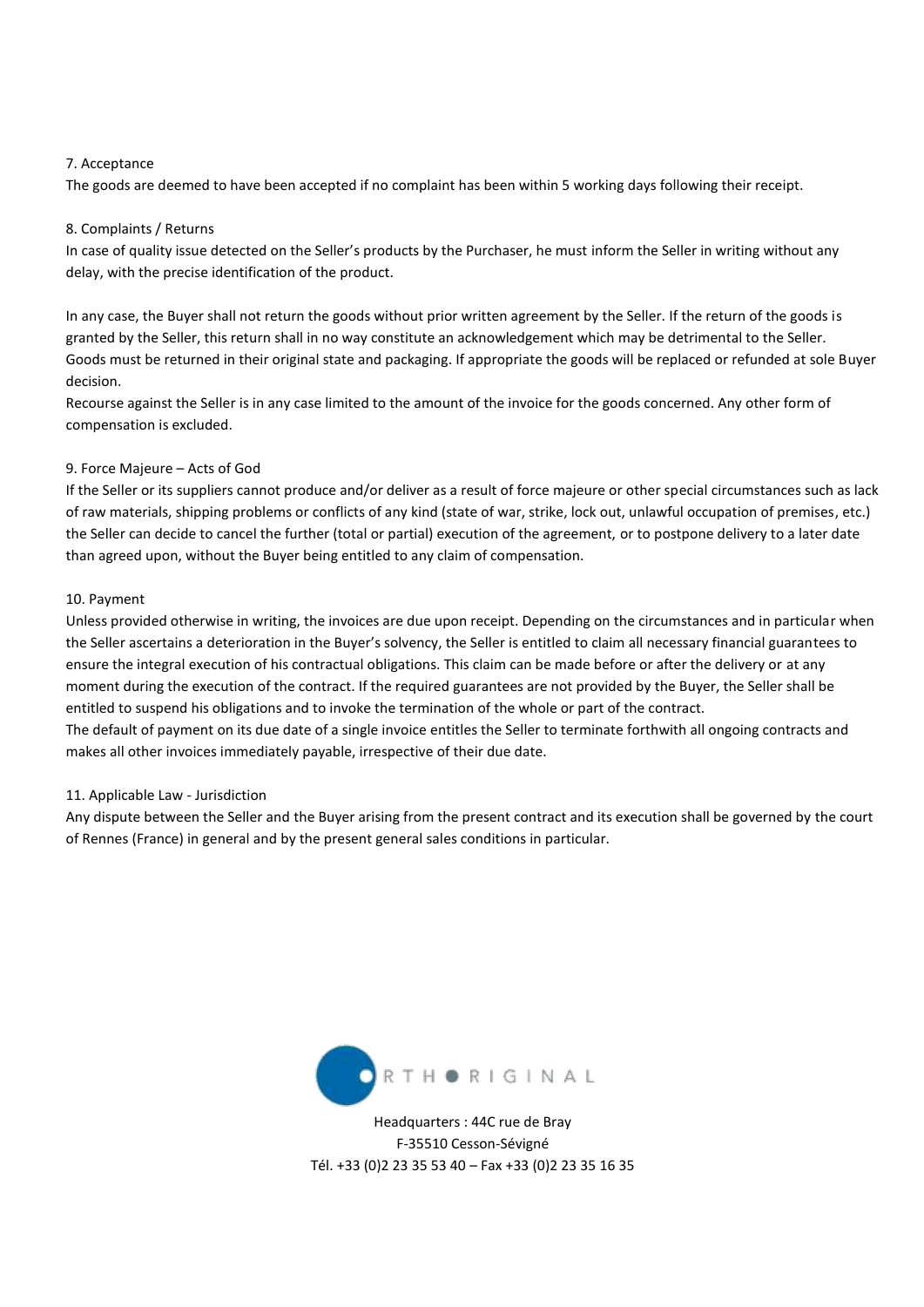7. Acceptance

The goods are deemed to have been accepted if no complaint has been within 5 working days following their receipt.

8. Complaints / Returns

In case of quality issue detected on the Seller's products by the Purchaser, he must inform the Seller in writing without any delay, with the precise identification of the product.

In any case, the Buyer shall not return the goods without prior written agreement by the Seller. If the return of the goods is granted by the Seller, this return shall in no way constitute an acknowledgement which may be detrimental to the Seller. Goods must be returned in their original state and packaging. If appropriate the goods will be replaced or refunded at sole Buyer decision.

Recourse against the Seller is in any case limited to the amount of the invoice for the goods concerned. Any other form of compensation is excluded.

9. Force Majeure – Acts of God

If the Seller or its suppliers cannot produce and/or deliver as a result of force majeure or other special circumstances such as lack of raw materials, shipping problems or conflicts of any kind (state of war, strike, lock out, unlawful occupation of premises, etc.) the Seller can decide to cancel the further (total or partial) execution of the agreement, or to postpone delivery to a later date than agreed upon, without the Buyer being entitled to any claim of compensation.

10. Payment

Unless provided otherwise in writing, the invoices are due upon receipt. Depending on the circumstances and in particular when the Seller ascertains a deterioration in the Buyer's solvency, the Seller is entitled to claim all necessary financial guarantees to ensure the integral execution of his contractual obligations. This claim can be made before or after the delivery or at any moment during the execution of the contract. If the required guarantees are not provided by the Buyer, the Seller shall be entitled to suspend his obligations and to invoke the termination of the whole or part of the contract.

The default of payment on its due date of a single invoice entitles the Seller to terminate forthwith all ongoing contracts and makes all other invoices immediately payable, irrespective of their due date.

11. Applicable Law - Jurisdiction

Any dispute between the Seller and the Buyer arising from the present contract and its execution shall be governed by the court of Rennes (France) in general and by the present general sales conditions in particular.

ORTHORIGINAL

Headquarters : 44C rue de Bray
F-35510 Cesson-Sévigné
Tél. +33 (0)2 23 35 53 40 – Fax +33 (0)2 23 35 16 35